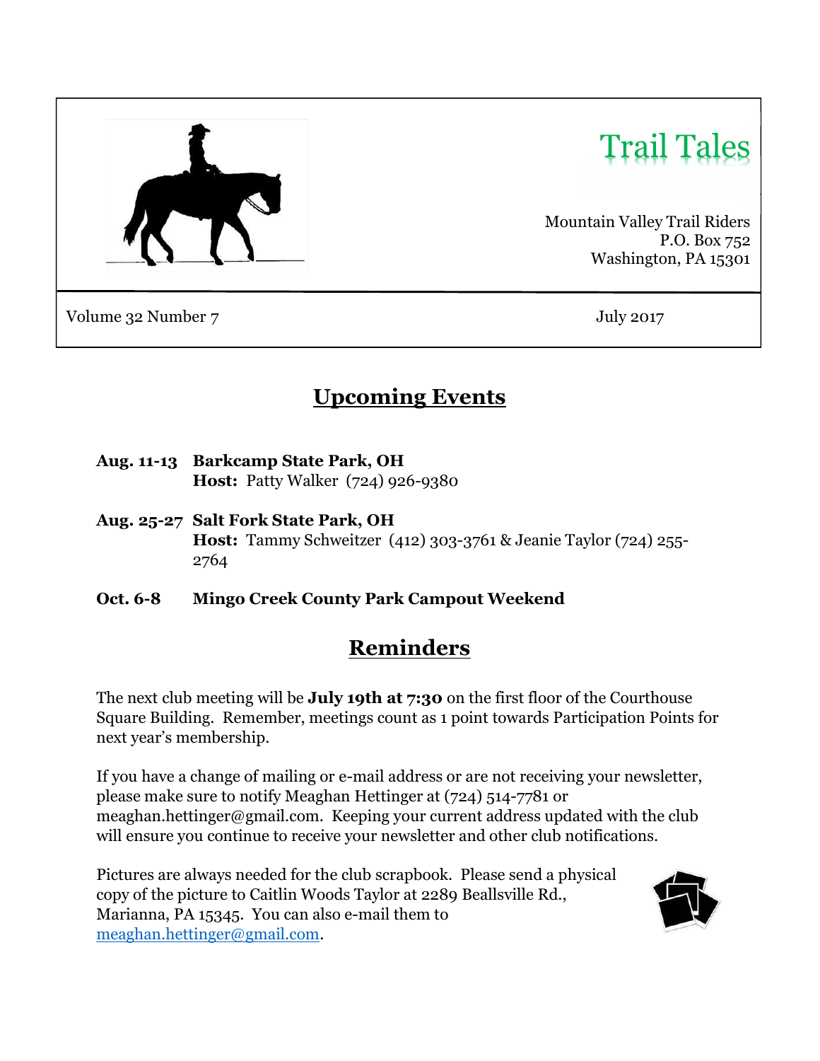# Trail Tales

Mountain Valley Trail Riders
P.O. Box 752
Washington, PA 15301

Volume 32 Number 7 July 2017

## Upcoming Events

**Aug. 11-13** **Barkcamp State Park, OH**
**Host:** Patty Walker (724) 926-9380

**Aug. 25-27** **Salt Fork State Park, OH**
**Host:** Tammy Schweitzer (412) 303-3761 & Jeanie Taylor (724) 255-2764

**Oct. 6-8** **Mingo Creek County Park Campout Weekend**

## Reminders

The next club meeting will be **July 19th at 7:30** on the first floor of the Courthouse Square Building. Remember, meetings count as 1 point towards Participation Points for next year's membership.

If you have a change of mailing or e-mail address or are not receiving your newsletter, please make sure to notify Meaghan Hettinger at (724) 514-7781 or meaghan.hettinger@gmail.com. Keeping your current address updated with the club will ensure you continue to receive your newsletter and other club notifications.

Pictures are always needed for the club scrapbook. Please send a physical copy of the picture to Caitlin Woods Taylor at 2289 Beallsville Rd., Marianna, PA 15345. You can also e-mail them to meaghan.hettinger@gmail.com.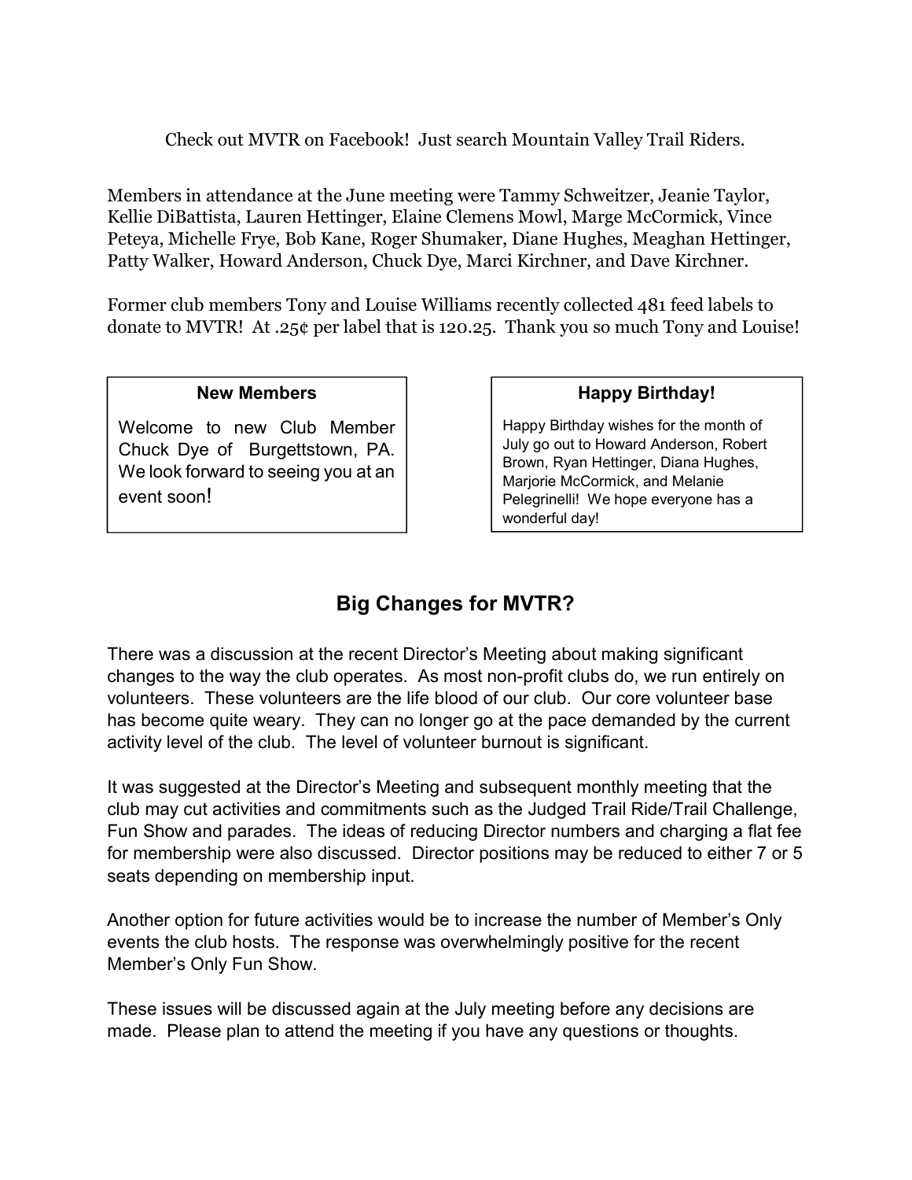Check out MVTR on Facebook! Just search Mountain Valley Trail Riders.

Members in attendance at the June meeting were Tammy Schweitzer, Jeanie Taylor, Kellie DiBattista, Lauren Hettinger, Elaine Clemens Mowl, Marge McCormick, Vince Peteya, Michelle Frye, Bob Kane, Roger Shumaker, Diane Hughes, Meaghan Hettinger, Patty Walker, Howard Anderson, Chuck Dye, Marci Kirchner, and Dave Kirchner.

Former club members Tony and Louise Williams recently collected 481 feed labels to donate to MVTR! At .25¢ per label that is 120.25. Thank you so much Tony and Louise!

**New Members**

Welcome to new Club Member Chuck Dye of Burgettstown, PA. We look forward to seeing you at an event soon!

**Happy Birthday!**

Happy Birthday wishes for the month of July go out to Howard Anderson, Robert Brown, Ryan Hettinger, Diana Hughes, Marjorie McCormick, and Melanie Pelegrinelli! We hope everyone has a wonderful day!

## Big Changes for MVTR?

There was a discussion at the recent Director's Meeting about making significant changes to the way the club operates. As most non-profit clubs do, we run entirely on volunteers. These volunteers are the life blood of our club. Our core volunteer base has become quite weary. They can no longer go at the pace demanded by the current activity level of the club. The level of volunteer burnout is significant.

It was suggested at the Director's Meeting and subsequent monthly meeting that the club may cut activities and commitments such as the Judged Trail Ride/Trail Challenge, Fun Show and parades. The ideas of reducing Director numbers and charging a flat fee for membership were also discussed. Director positions may be reduced to either 7 or 5 seats depending on membership input.

Another option for future activities would be to increase the number of Member's Only events the club hosts. The response was overwhelmingly positive for the recent Member's Only Fun Show.

These issues will be discussed again at the July meeting before any decisions are made. Please plan to attend the meeting if you have any questions or thoughts.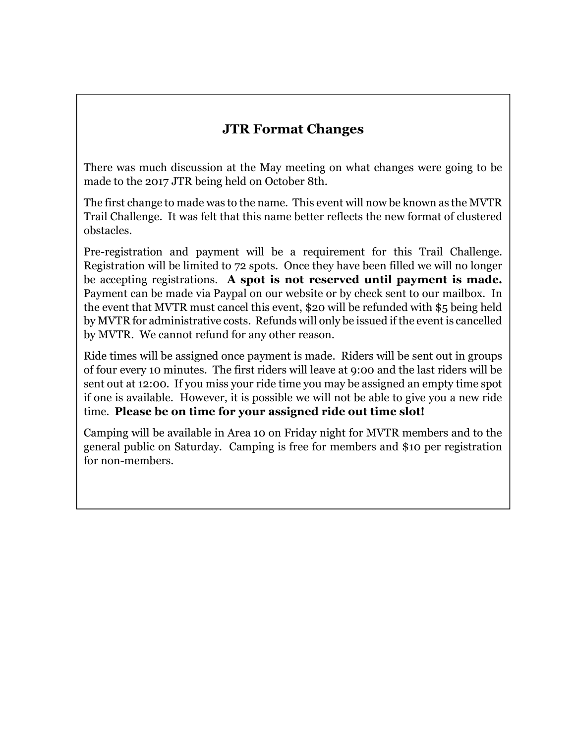## JTR Format Changes

There was much discussion at the May meeting on what changes were going to be made to the 2017 JTR being held on October 8th.

The first change to made was to the name. This event will now be known as the MVTR Trail Challenge. It was felt that this name better reflects the new format of clustered obstacles.

Pre-registration and payment will be a requirement for this Trail Challenge. Registration will be limited to 72 spots. Once they have been filled we will no longer be accepting registrations. **A spot is not reserved until payment is made.** Payment can be made via Paypal on our website or by check sent to our mailbox. In the event that MVTR must cancel this event, $20 will be refunded with $5 being held by MVTR for administrative costs. Refunds will only be issued if the event is cancelled by MVTR. We cannot refund for any other reason.

Ride times will be assigned once payment is made. Riders will be sent out in groups of four every 10 minutes. The first riders will leave at 9:00 and the last riders will be sent out at 12:00. If you miss your ride time you may be assigned an empty time spot if one is available. However, it is possible we will not be able to give you a new ride time. **Please be on time for your assigned ride out time slot!**

Camping will be available in Area 10 on Friday night for MVTR members and to the general public on Saturday. Camping is free for members and $10 per registration for non-members.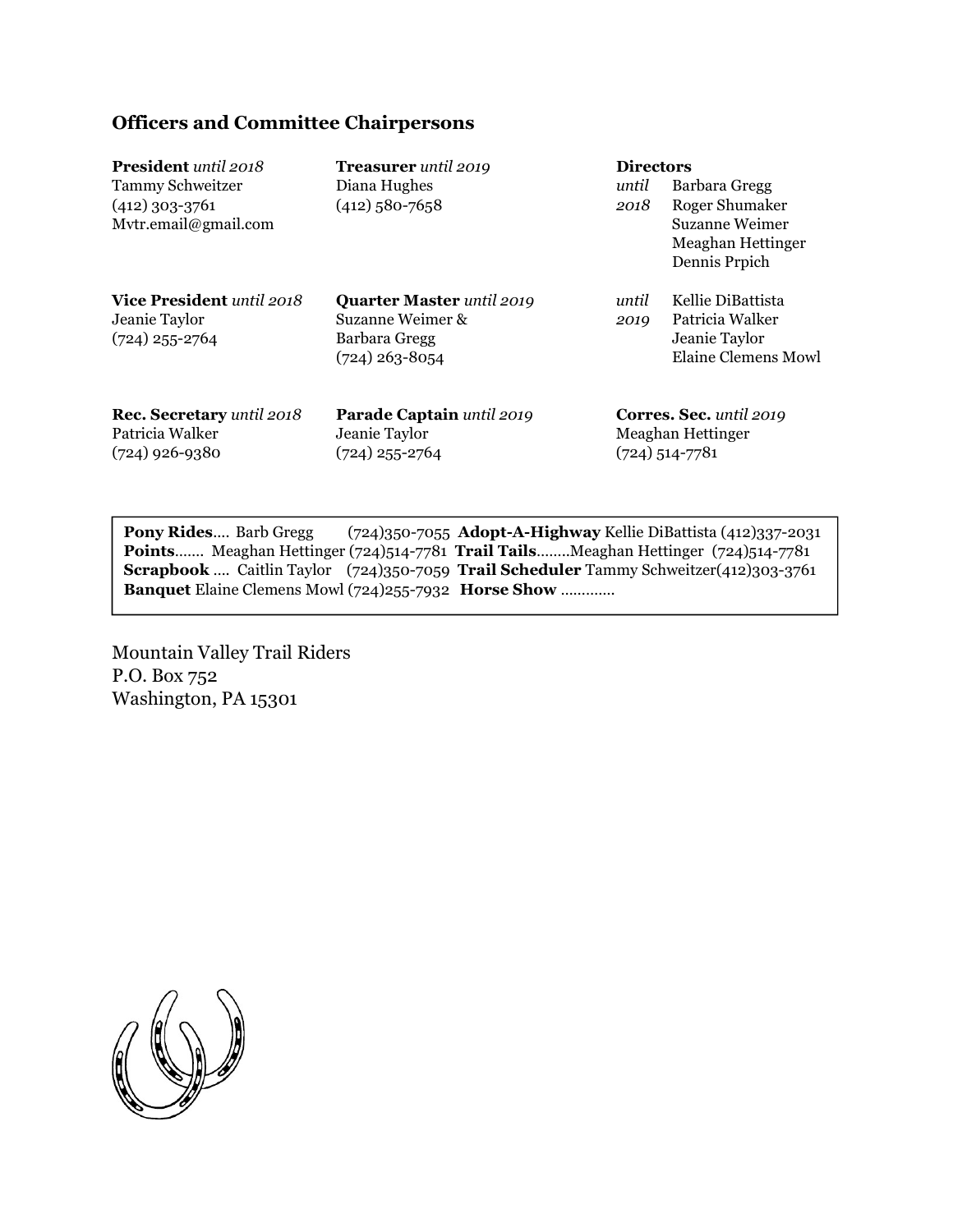## Officers and Committee Chairpersons

**President** *until 2018*
Tammy Schweitzer
(412) 303-3761
Mvtr.email@gmail.com

**Treasurer** *until 2019*
Diana Hughes
(412) 580-7658

**Directors**

*until 2018*
Barbara Gregg
Roger Shumaker
Suzanne Weimer
Meaghan Hettinger
Dennis Prpich

*until 2019*
Kellie DiBattista
Patricia Walker
Jeanie Taylor
Elaine Clemens Mowl

**Vice President** *until 2018*
Jeanie Taylor
(724) 255-2764

**Quarter Master** *until 2019*
Suzanne Weimer &
Barbara Gregg
(724) 263-8054

**Rec. Secretary** *until 2018*
Patricia Walker
(724) 926-9380

**Parade Captain** *until 2019*
Jeanie Taylor
(724) 255-2764

**Corres. Sec.** *until 2019*
Meaghan Hettinger
(724) 514-7781

**Pony Rides**.... Barb Gregg (724)350-7055 **Adopt-A-Highway** Kellie DiBattista (412)337-2031
**Points**....... Meaghan Hettinger (724)514-7781 **Trail Tails**........Meaghan Hettinger (724)514-7781
**Scrapbook** .... Caitlin Taylor (724)350-7059 **Trail Scheduler** Tammy Schweitzer(412)303-3761
**Banquet** Elaine Clemens Mowl (724)255-7932 **Horse Show** .............

Mountain Valley Trail Riders
P.O. Box 752
Washington, PA 15301